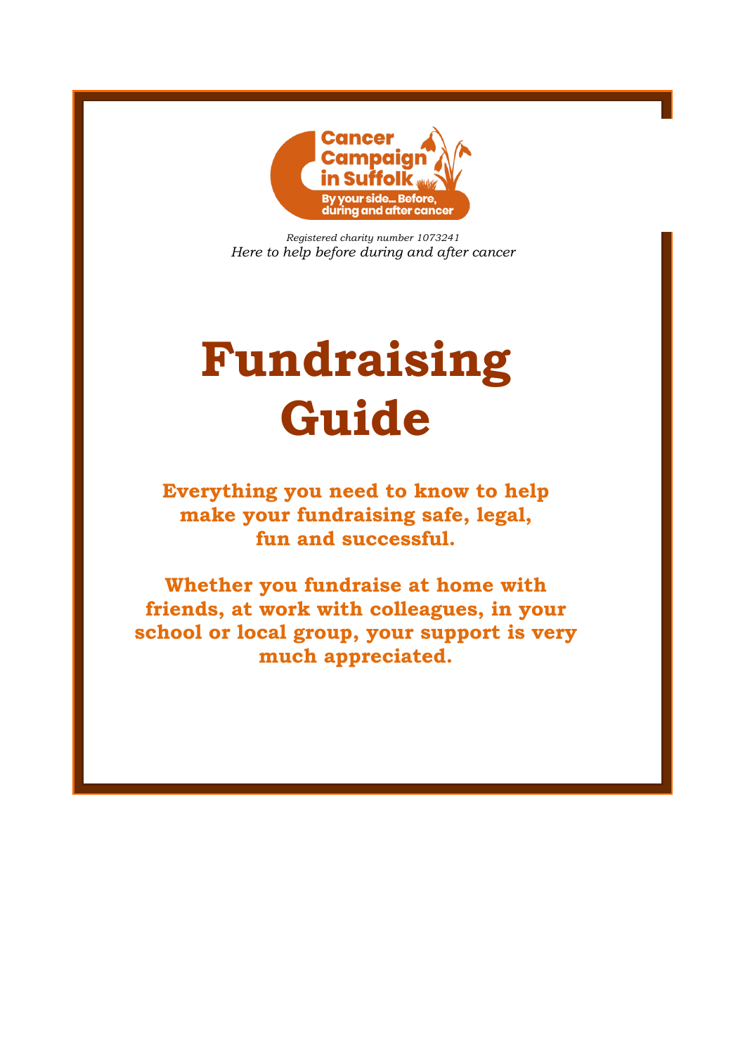Cancer Campaign in Suffolk

By your side... Before, during and after cancer

*Registered charity number 1073241*

*Here to help before during and after cancer*

# Fundraising Guide

**Everything you need to know to help make your fundraising safe, legal, fun and successful.**

**Whether you fundraise at home with friends, at work with colleagues, in your school or local group, your support is very much appreciated.**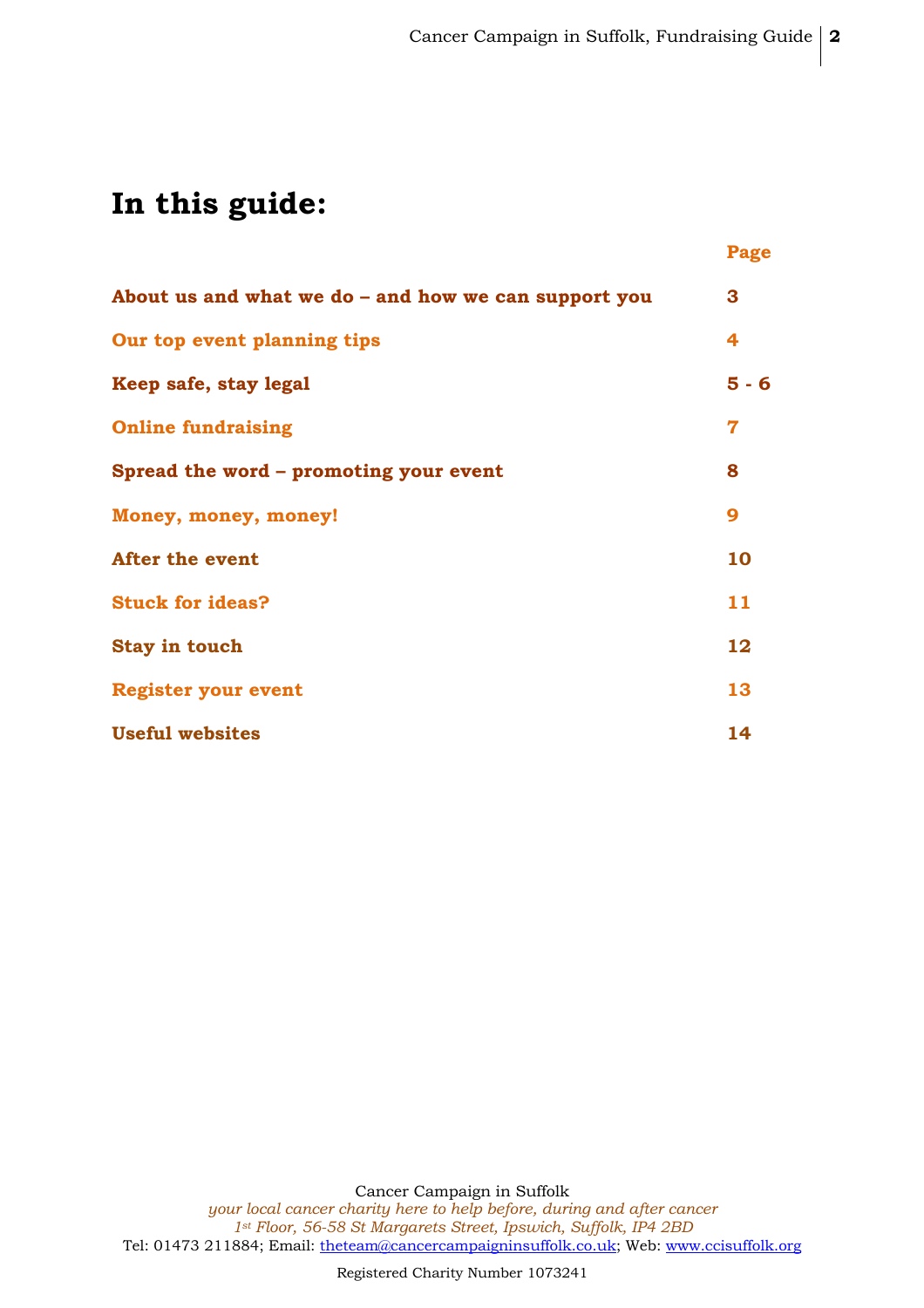# In this guide:

| | Page |
|---|---|
| **About us and what we do – and how we can support you** | **3** |
| **Our top event planning tips** | **4** |
| **Keep safe, stay legal** | **5 - 6** |
| **Online fundraising** | **7** |
| **Spread the word – promoting your event** | **8** |
| **Money, money, money!** | **9** |
| **After the event** | **10** |
| **Stuck for ideas?** | **11** |
| **Stay in touch** | **12** |
| **Register your event** | **13** |
| **Useful websites** | **14** |

Cancer Campaign in Suffolk
*your local cancer charity here to help before, during and after cancer*
*1st Floor, 56-58 St Margarets Street, Ipswich, Suffolk, IP4 2BD*
Tel: 01473 211884; Email: theteam@cancercampaigninsuffolk.co.uk; Web: www.ccisuffolk.org

Registered Charity Number 1073241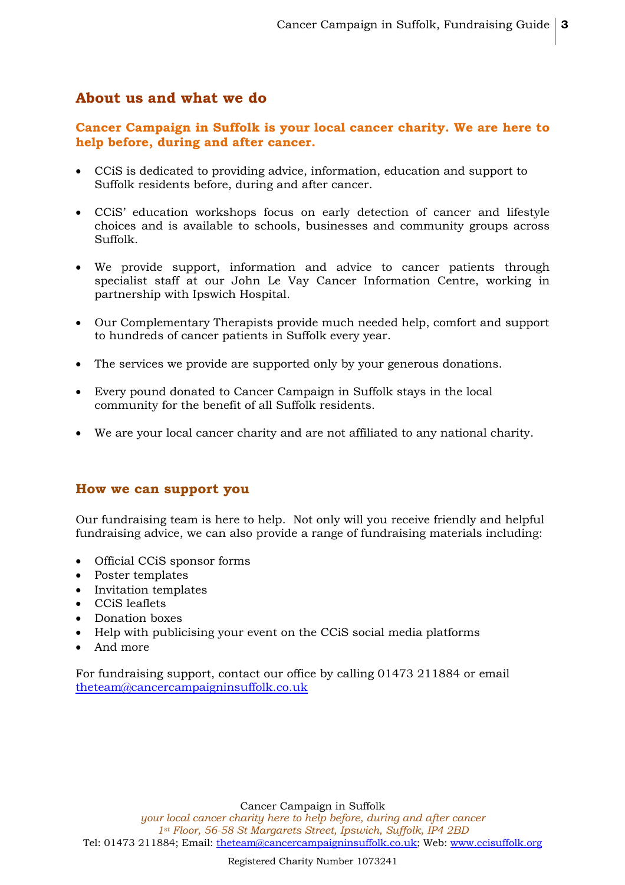## About us and what we do

**Cancer Campaign in Suffolk is your local cancer charity. We are here to help before, during and after cancer.**

- CCiS is dedicated to providing advice, information, education and support to Suffolk residents before, during and after cancer.
- CCiS' education workshops focus on early detection of cancer and lifestyle choices and is available to schools, businesses and community groups across Suffolk.
- We provide support, information and advice to cancer patients through specialist staff at our John Le Vay Cancer Information Centre, working in partnership with Ipswich Hospital.
- Our Complementary Therapists provide much needed help, comfort and support to hundreds of cancer patients in Suffolk every year.
- The services we provide are supported only by your generous donations.
- Every pound donated to Cancer Campaign in Suffolk stays in the local community for the benefit of all Suffolk residents.
- We are your local cancer charity and are not affiliated to any national charity.

## How we can support you

Our fundraising team is here to help. Not only will you receive friendly and helpful fundraising advice, we can also provide a range of fundraising materials including:

- Official CCiS sponsor forms
- Poster templates
- Invitation templates
- CCiS leaflets
- Donation boxes
- Help with publicising your event on the CCiS social media platforms
- And more

For fundraising support, contact our office by calling 01473 211884 or email theteam@cancercampaigninsuffolk.co.uk

Cancer Campaign in Suffolk
*your local cancer charity here to help before, during and after cancer*
*1st Floor, 56-58 St Margarets Street, Ipswich, Suffolk, IP4 2BD*
Tel: 01473 211884; Email: theteam@cancercampaigninsuffolk.co.uk; Web: www.ccisuffolk.org

Registered Charity Number 1073241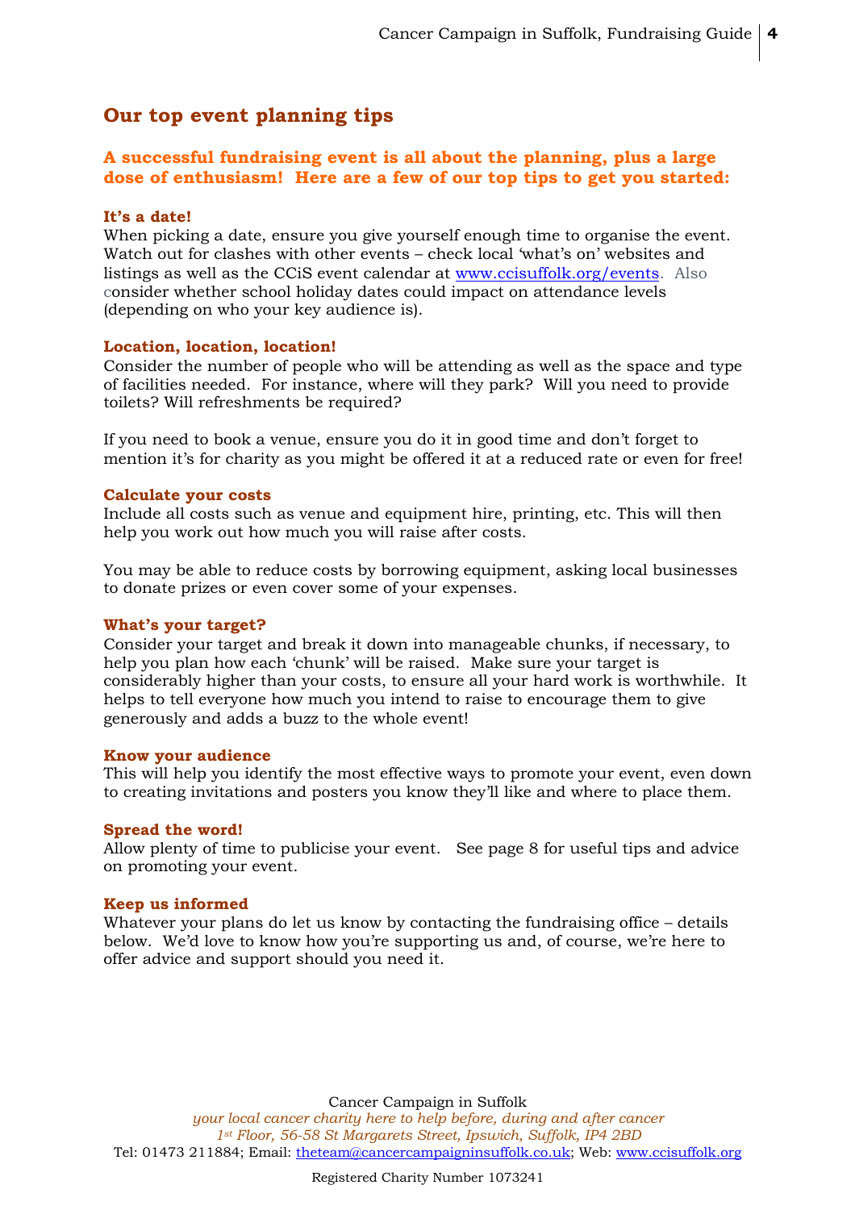## Our top event planning tips

**A successful fundraising event is all about the planning, plus a large dose of enthusiasm! Here are a few of our top tips to get you started:**

### It's a date!

When picking a date, ensure you give yourself enough time to organise the event. Watch out for clashes with other events – check local 'what's on' websites and listings as well as the CCiS event calendar at www.ccisuffolk.org/events. Also consider whether school holiday dates could impact on attendance levels (depending on who your key audience is).

### Location, location, location!

Consider the number of people who will be attending as well as the space and type of facilities needed. For instance, where will they park? Will you need to provide toilets? Will refreshments be required?

If you need to book a venue, ensure you do it in good time and don't forget to mention it's for charity as you might be offered it at a reduced rate or even for free!

### Calculate your costs

Include all costs such as venue and equipment hire, printing, etc. This will then help you work out how much you will raise after costs.

You may be able to reduce costs by borrowing equipment, asking local businesses to donate prizes or even cover some of your expenses.

### What's your target?

Consider your target and break it down into manageable chunks, if necessary, to help you plan how each 'chunk' will be raised. Make sure your target is considerably higher than your costs, to ensure all your hard work is worthwhile. It helps to tell everyone how much you intend to raise to encourage them to give generously and adds a buzz to the whole event!

### Know your audience

This will help you identify the most effective ways to promote your event, even down to creating invitations and posters you know they'll like and where to place them.

### Spread the word!

Allow plenty of time to publicise your event. See page 8 for useful tips and advice on promoting your event.

### Keep us informed

Whatever your plans do let us know by contacting the fundraising office – details below. We'd love to know how you're supporting us and, of course, we're here to offer advice and support should you need it.

Cancer Campaign in Suffolk
*your local cancer charity here to help before, during and after cancer*
*1st Floor, 56-58 St Margarets Street, Ipswich, Suffolk, IP4 2BD*
Tel: 01473 211884; Email: theteam@cancercampaigninsuffolk.co.uk; Web: www.ccisuffolk.org

Registered Charity Number 1073241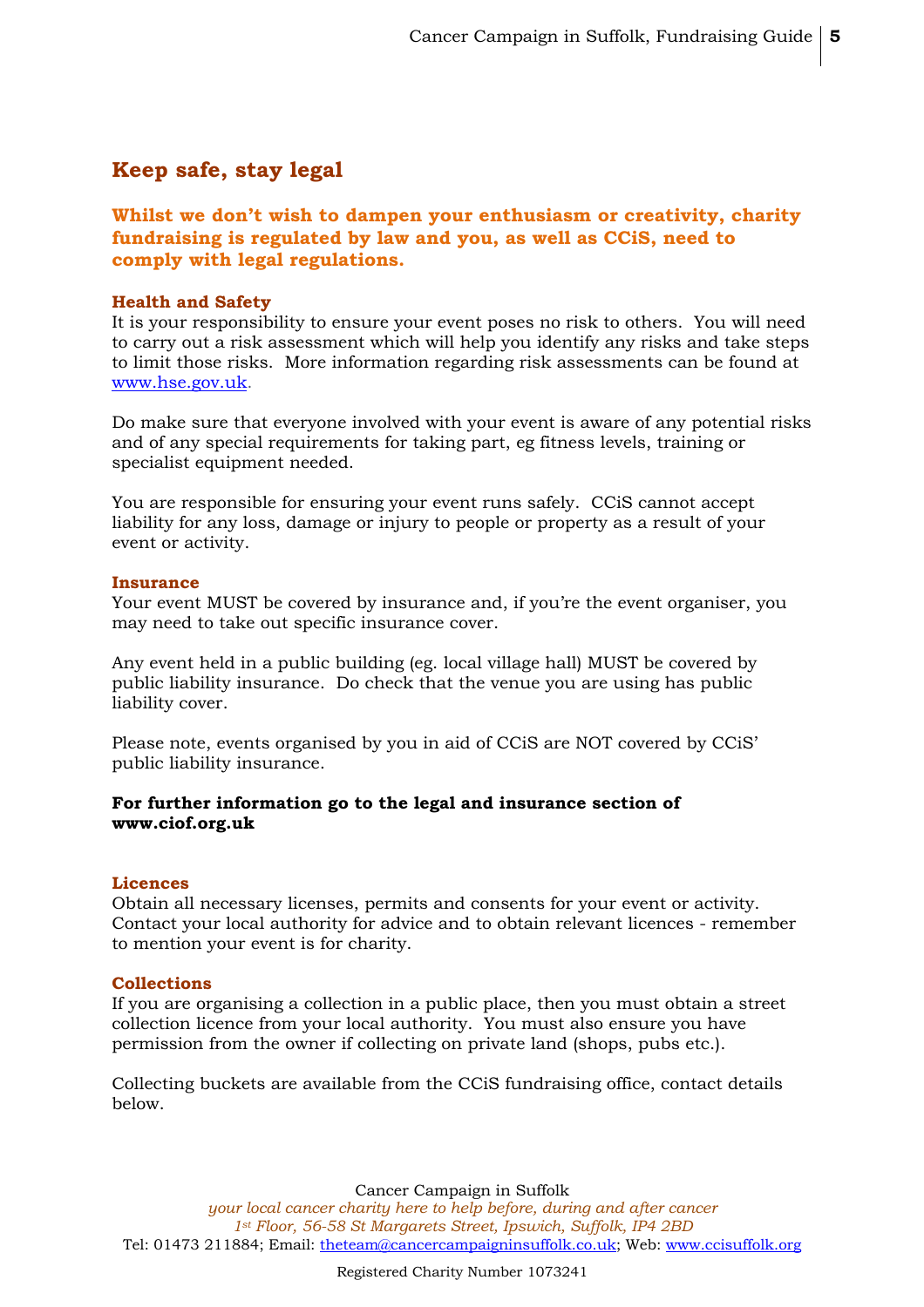## Keep safe, stay legal

**Whilst we don't wish to dampen your enthusiasm or creativity, charity fundraising is regulated by law and you, as well as CCiS, need to comply with legal regulations.**

### Health and Safety

It is your responsibility to ensure your event poses no risk to others. You will need to carry out a risk assessment which will help you identify any risks and take steps to limit those risks. More information regarding risk assessments can be found at [www.hse.gov.uk](http://www.hse.gov.uk).

Do make sure that everyone involved with your event is aware of any potential risks and of any special requirements for taking part, eg fitness levels, training or specialist equipment needed.

You are responsible for ensuring your event runs safely. CCiS cannot accept liability for any loss, damage or injury to people or property as a result of your event or activity.

### Insurance

Your event MUST be covered by insurance and, if you're the event organiser, you may need to take out specific insurance cover.

Any event held in a public building (eg. local village hall) MUST be covered by public liability insurance. Do check that the venue you are using has public liability cover.

Please note, events organised by you in aid of CCiS are NOT covered by CCiS' public liability insurance.

**For further information go to the legal and insurance section of www.ciof.org.uk**

### Licences

Obtain all necessary licenses, permits and consents for your event or activity. Contact your local authority for advice and to obtain relevant licences - remember to mention your event is for charity.

### Collections

If you are organising a collection in a public place, then you must obtain a street collection licence from your local authority. You must also ensure you have permission from the owner if collecting on private land (shops, pubs etc.).

Collecting buckets are available from the CCiS fundraising office, contact details below.

Cancer Campaign in Suffolk
*your local cancer charity here to help before, during and after cancer*
*1st Floor, 56-58 St Margarets Street, Ipswich, Suffolk, IP4 2BD*
Tel: 01473 211884; Email: [theteam@cancercampaigninsuffolk.co.uk](mailto:theteam@cancercampaigninsuffolk.co.uk); Web: [www.ccisuffolk.org](http://www.ccisuffolk.org)

Registered Charity Number 1073241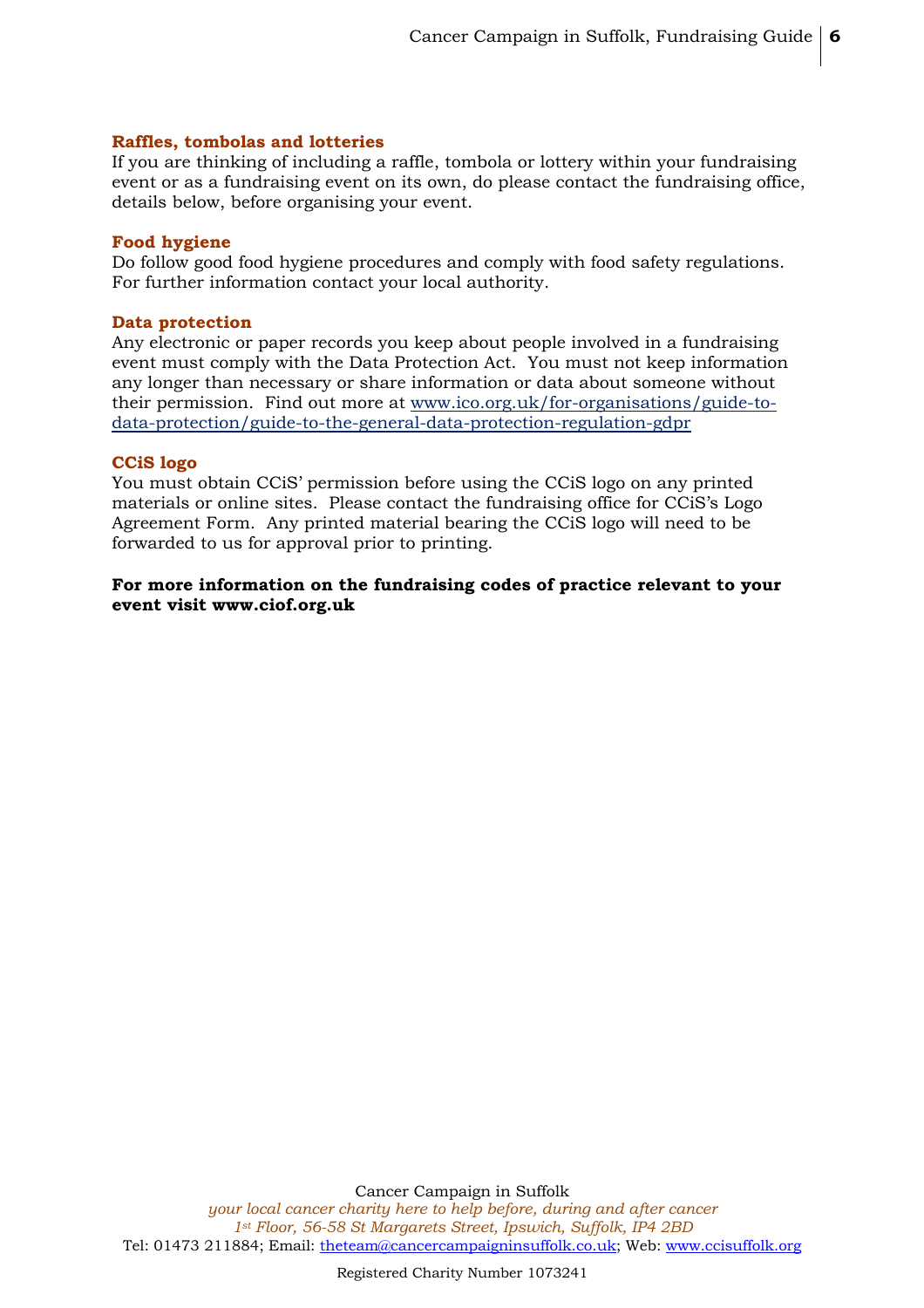### Raffles, tombolas and lotteries

If you are thinking of including a raffle, tombola or lottery within your fundraising event or as a fundraising event on its own, do please contact the fundraising office, details below, before organising your event.

### Food hygiene

Do follow good food hygiene procedures and comply with food safety regulations. For further information contact your local authority.

### Data protection

Any electronic or paper records you keep about people involved in a fundraising event must comply with the Data Protection Act. You must not keep information any longer than necessary or share information or data about someone without their permission. Find out more at [www.ico.org.uk/for-organisations/guide-to-data-protection/guide-to-the-general-data-protection-regulation-gdpr](www.ico.org.uk/for-organisations/guide-to-data-protection/guide-to-the-general-data-protection-regulation-gdpr)

### CCiS logo

You must obtain CCiS' permission before using the CCiS logo on any printed materials or online sites. Please contact the fundraising office for CCiS's Logo Agreement Form. Any printed material bearing the CCiS logo will need to be forwarded to us for approval prior to printing.

**For more information on the fundraising codes of practice relevant to your event visit www.ciof.org.uk**

Cancer Campaign in Suffolk
*your local cancer charity here to help before, during and after cancer*
*1st Floor, 56-58 St Margarets Street, Ipswich, Suffolk, IP4 2BD*
Tel: 01473 211884; Email: [theteam@cancercampaigninsuffolk.co.uk](mailto:theteam@cancercampaigninsuffolk.co.uk); Web: [www.ccisuffolk.org](www.ccisuffolk.org)

Registered Charity Number 1073241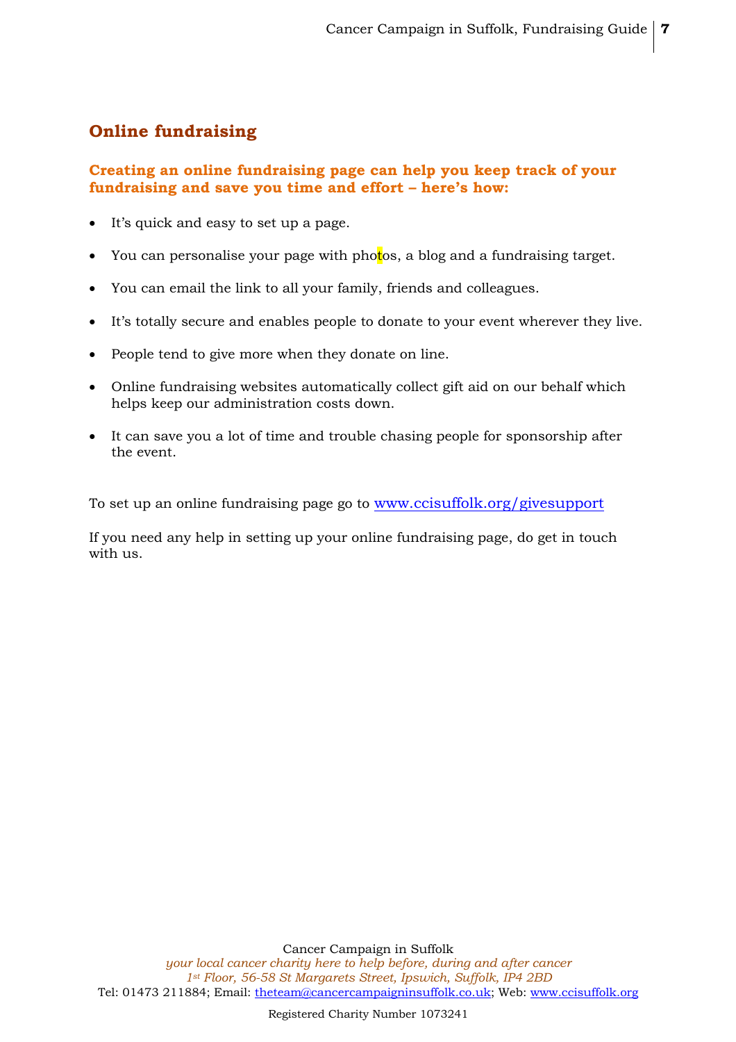## Online fundraising

**Creating an online fundraising page can help you keep track of your fundraising and save you time and effort – here's how:**

- It's quick and easy to set up a page.
- You can personalise your page with photos, a blog and a fundraising target.
- You can email the link to all your family, friends and colleagues.
- It's totally secure and enables people to donate to your event wherever they live.
- People tend to give more when they donate on line.
- Online fundraising websites automatically collect gift aid on our behalf which helps keep our administration costs down.
- It can save you a lot of time and trouble chasing people for sponsorship after the event.

To set up an online fundraising page go to www.ccisuffolk.org/givesupport

If you need any help in setting up your online fundraising page, do get in touch with us.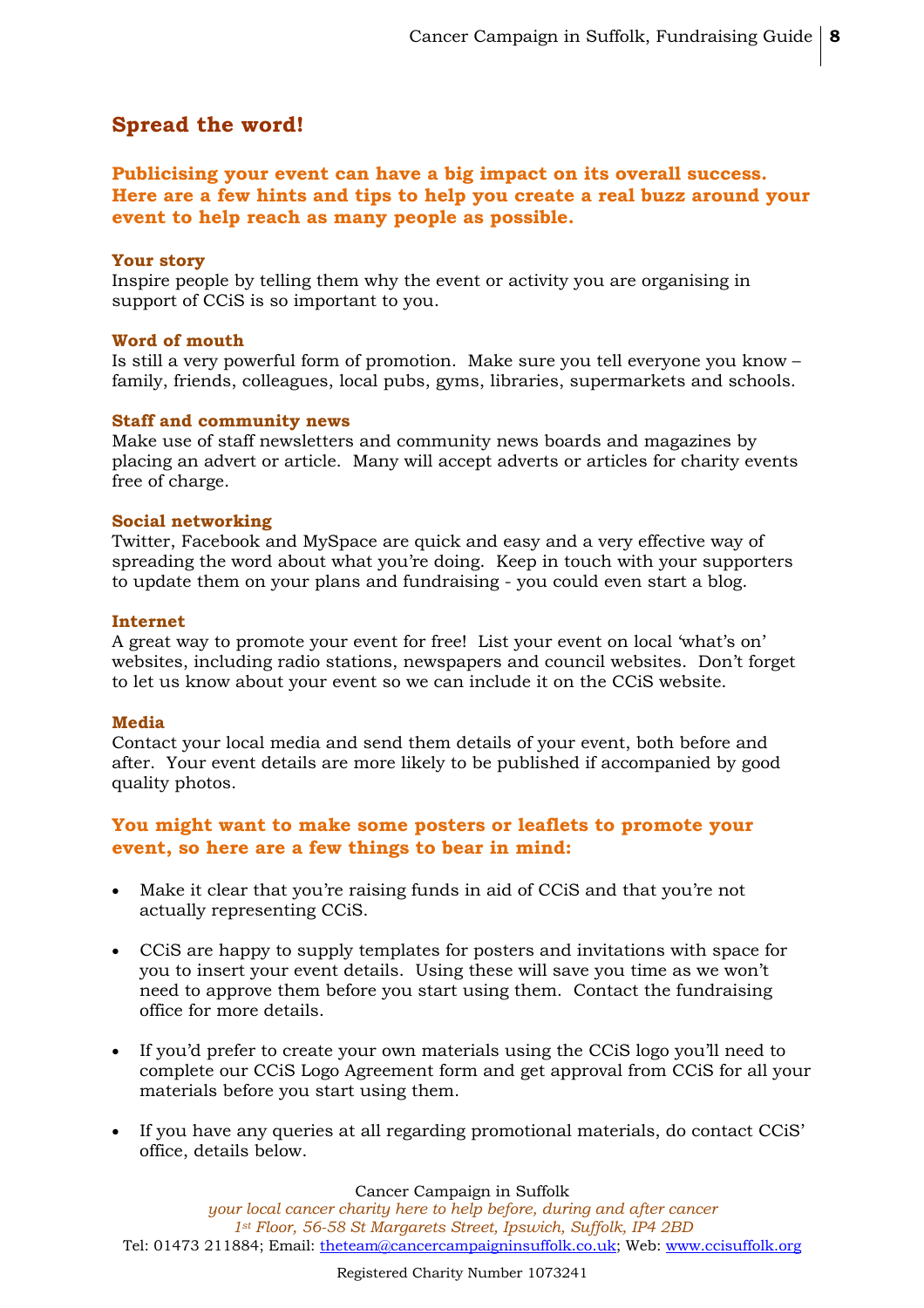## Spread the word!

**Publicising your event can have a big impact on its overall success. Here are a few hints and tips to help you create a real buzz around your event to help reach as many people as possible.**

**Your story**
Inspire people by telling them why the event or activity you are organising in support of CCiS is so important to you.

**Word of mouth**
Is still a very powerful form of promotion. Make sure you tell everyone you know – family, friends, colleagues, local pubs, gyms, libraries, supermarkets and schools.

**Staff and community news**
Make use of staff newsletters and community news boards and magazines by placing an advert or article. Many will accept adverts or articles for charity events free of charge.

**Social networking**
Twitter, Facebook and MySpace are quick and easy and a very effective way of spreading the word about what you're doing. Keep in touch with your supporters to update them on your plans and fundraising - you could even start a blog.

**Internet**
A great way to promote your event for free! List your event on local 'what's on' websites, including radio stations, newspapers and council websites. Don't forget to let us know about your event so we can include it on the CCiS website.

**Media**
Contact your local media and send them details of your event, both before and after. Your event details are more likely to be published if accompanied by good quality photos.

**You might want to make some posters or leaflets to promote your event, so here are a few things to bear in mind:**

- Make it clear that you're raising funds in aid of CCiS and that you're not actually representing CCiS.
- CCiS are happy to supply templates for posters and invitations with space for you to insert your event details. Using these will save you time as we won't need to approve them before you start using them. Contact the fundraising office for more details.
- If you'd prefer to create your own materials using the CCiS logo you'll need to complete our CCiS Logo Agreement form and get approval from CCiS for all your materials before you start using them.
- If you have any queries at all regarding promotional materials, do contact CCiS' office, details below.

Cancer Campaign in Suffolk
*your local cancer charity here to help before, during and after cancer*
*1st Floor, 56-58 St Margarets Street, Ipswich, Suffolk, IP4 2BD*
Tel: 01473 211884; Email: theteam@cancercampaigninsuffolk.co.uk; Web: www.ccisuffolk.org

Registered Charity Number 1073241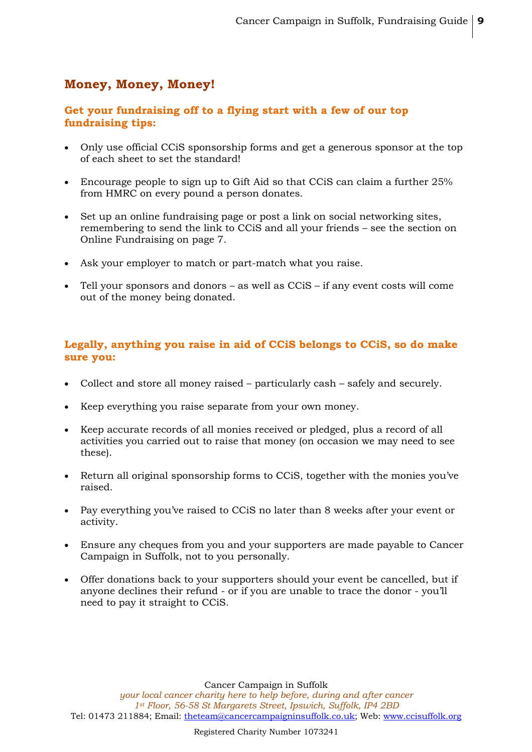## Money, Money, Money!

### Get your fundraising off to a flying start with a few of our top fundraising tips:

- Only use official CCiS sponsorship forms and get a generous sponsor at the top of each sheet to set the standard!
- Encourage people to sign up to Gift Aid so that CCiS can claim a further 25% from HMRC on every pound a person donates.
- Set up an online fundraising page or post a link on social networking sites, remembering to send the link to CCiS and all your friends – see the section on Online Fundraising on page 7.
- Ask your employer to match or part-match what you raise.
- Tell your sponsors and donors – as well as CCiS – if any event costs will come out of the money being donated.

### Legally, anything you raise in aid of CCiS belongs to CCiS, so do make sure you:

- Collect and store all money raised – particularly cash – safely and securely.
- Keep everything you raise separate from your own money.
- Keep accurate records of all monies received or pledged, plus a record of all activities you carried out to raise that money (on occasion we may need to see these).
- Return all original sponsorship forms to CCiS, together with the monies you've raised.
- Pay everything you've raised to CCiS no later than 8 weeks after your event or activity.
- Ensure any cheques from you and your supporters are made payable to Cancer Campaign in Suffolk, not to you personally.
- Offer donations back to your supporters should your event be cancelled, but if anyone declines their refund - or if you are unable to trace the donor - you'll need to pay it straight to CCiS.

Cancer Campaign in Suffolk
*your local cancer charity here to help before, during and after cancer*
*1st Floor, 56-58 St Margarets Street, Ipswich, Suffolk, IP4 2BD*
Tel: 01473 211884; Email: theteam@cancercampaigninsuffolk.co.uk; Web: www.ccisuffolk.org

Registered Charity Number 1073241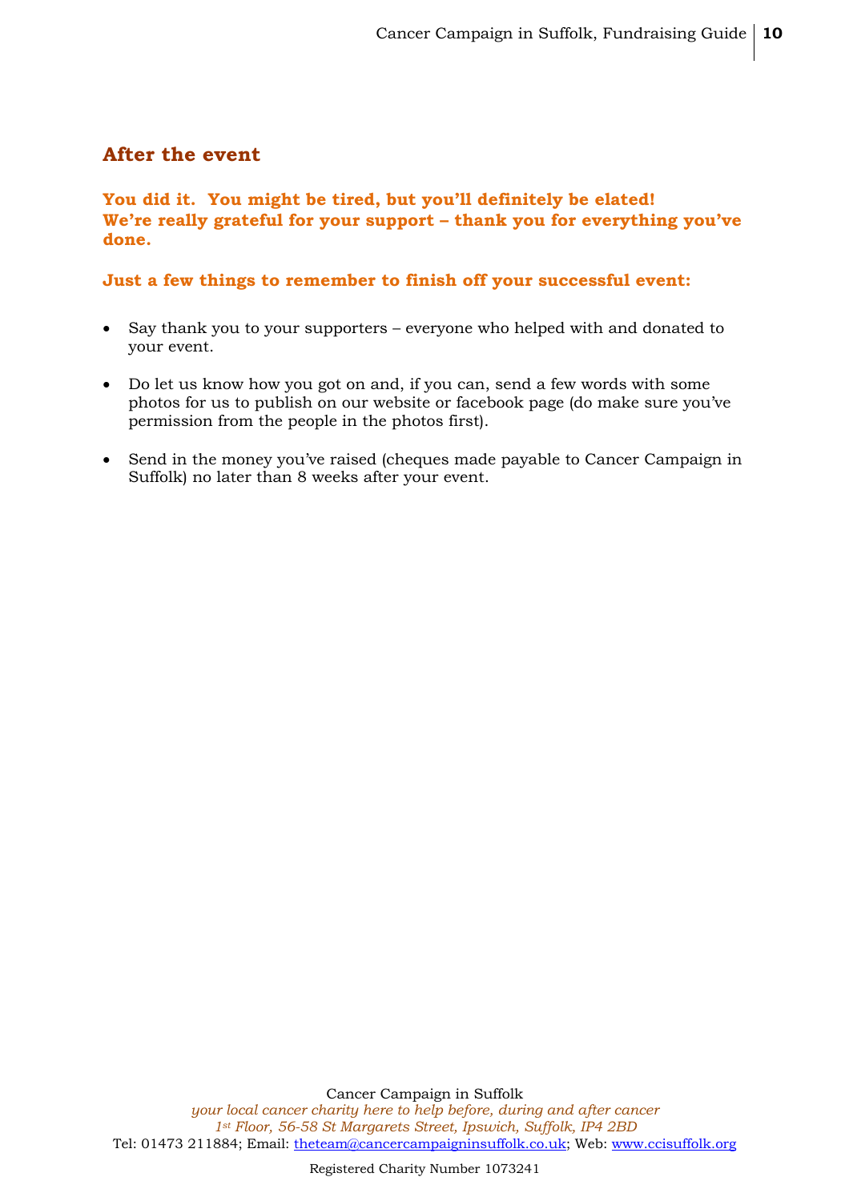## After the event

**You did it. You might be tired, but you'll definitely be elated!
We're really grateful for your support – thank you for everything you've done.**

**Just a few things to remember to finish off your successful event:**

- Say thank you to your supporters – everyone who helped with and donated to your event.
- Do let us know how you got on and, if you can, send a few words with some photos for us to publish on our website or facebook page (do make sure you've permission from the people in the photos first).
- Send in the money you've raised (cheques made payable to Cancer Campaign in Suffolk) no later than 8 weeks after your event.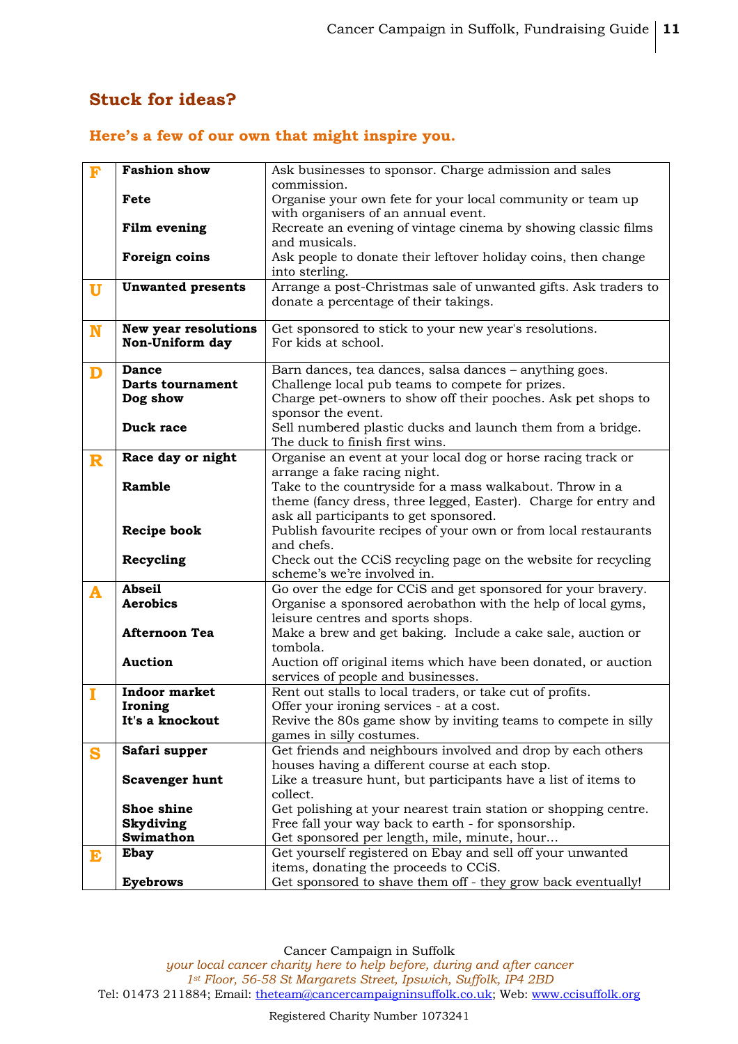## Stuck for ideas?

### Here's a few of our own that might inspire you.

| | | |
|---|---|---|
| **F** | **Fashion show** | Ask businesses to sponsor. Charge admission and sales commission. |
| | **Fete** | Organise your own fete for your local community or team up with organisers of an annual event. |
| | **Film evening** | Recreate an evening of vintage cinema by showing classic films and musicals. |
| | **Foreign coins** | Ask people to donate their leftover holiday coins, then change into sterling. |
| **U** | **Unwanted presents** | Arrange a post-Christmas sale of unwanted gifts. Ask traders to donate a percentage of their takings. |
| **N** | **New year resolutions** | Get sponsored to stick to your new year's resolutions. |
| | **Non-Uniform day** | For kids at school. |
| **D** | **Dance** | Barn dances, tea dances, salsa dances – anything goes. |
| | **Darts tournament** | Challenge local pub teams to compete for prizes. |
| | **Dog show** | Charge pet-owners to show off their pooches. Ask pet shops to sponsor the event. |
| | **Duck race** | Sell numbered plastic ducks and launch them from a bridge. The duck to finish first wins. |
| **R** | **Race day or night** | Organise an event at your local dog or horse racing track or arrange a fake racing night. |
| | **Ramble** | Take to the countryside for a mass walkabout. Throw in a theme (fancy dress, three legged, Easter). Charge for entry and ask all participants to get sponsored. |
| | **Recipe book** | Publish favourite recipes of your own or from local restaurants and chefs. |
| | **Recycling** | Check out the CCiS recycling page on the website for recycling scheme's we're involved in. |
| **A** | **Abseil** | Go over the edge for CCiS and get sponsored for your bravery. |
| | **Aerobics** | Organise a sponsored aerobathon with the help of local gyms, leisure centres and sports shops. |
| | **Afternoon Tea** | Make a brew and get baking. Include a cake sale, auction or tombola. |
| | **Auction** | Auction off original items which have been donated, or auction services of people and businesses. |
| **I** | **Indoor market** | Rent out stalls to local traders, or take cut of profits. |
| | **Ironing** | Offer your ironing services - at a cost. |
| | **It's a knockout** | Revive the 80s game show by inviting teams to compete in silly games in silly costumes. |
| **S** | **Safari supper** | Get friends and neighbours involved and drop by each others houses having a different course at each stop. |
| | **Scavenger hunt** | Like a treasure hunt, but participants have a list of items to collect. |
| | **Shoe shine** | Get polishing at your nearest train station or shopping centre. |
| | **Skydiving** | Free fall your way back to earth - for sponsorship. |
| | **Swimathon** | Get sponsored per length, mile, minute, hour… |
| **E** | **Ebay** | Get yourself registered on Ebay and sell off your unwanted items, donating the proceeds to CCiS. |
| | **Eyebrows** | Get sponsored to shave them off - they grow back eventually! |

Cancer Campaign in Suffolk
*your local cancer charity here to help before, during and after cancer*
*1st Floor, 56-58 St Margarets Street, Ipswich, Suffolk, IP4 2BD*
Tel: 01473 211884; Email: theteam@cancercampaigninsuffolk.co.uk; Web: www.ccisuffolk.org

Registered Charity Number 1073241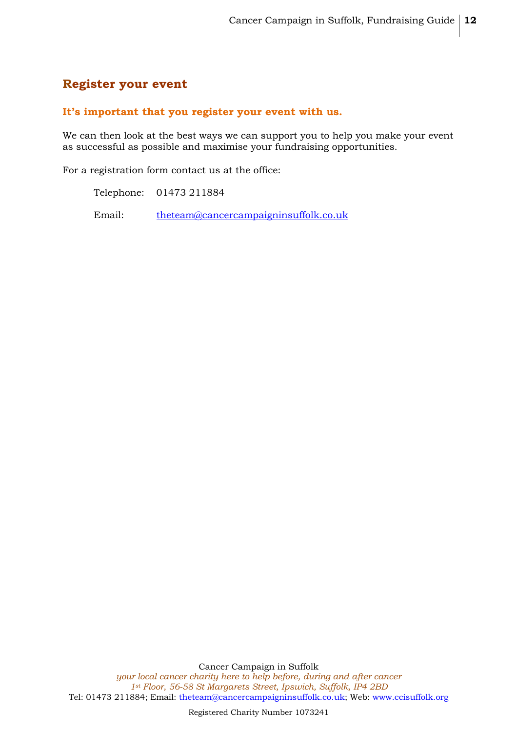## Register your event

### It's important that you register your event with us.

We can then look at the best ways we can support you to help you make your event as successful as possible and maximise your fundraising opportunities.

For a registration form contact us at the office:

Telephone: 01473 211884

Email: theteam@cancercampaigninsuffolk.co.uk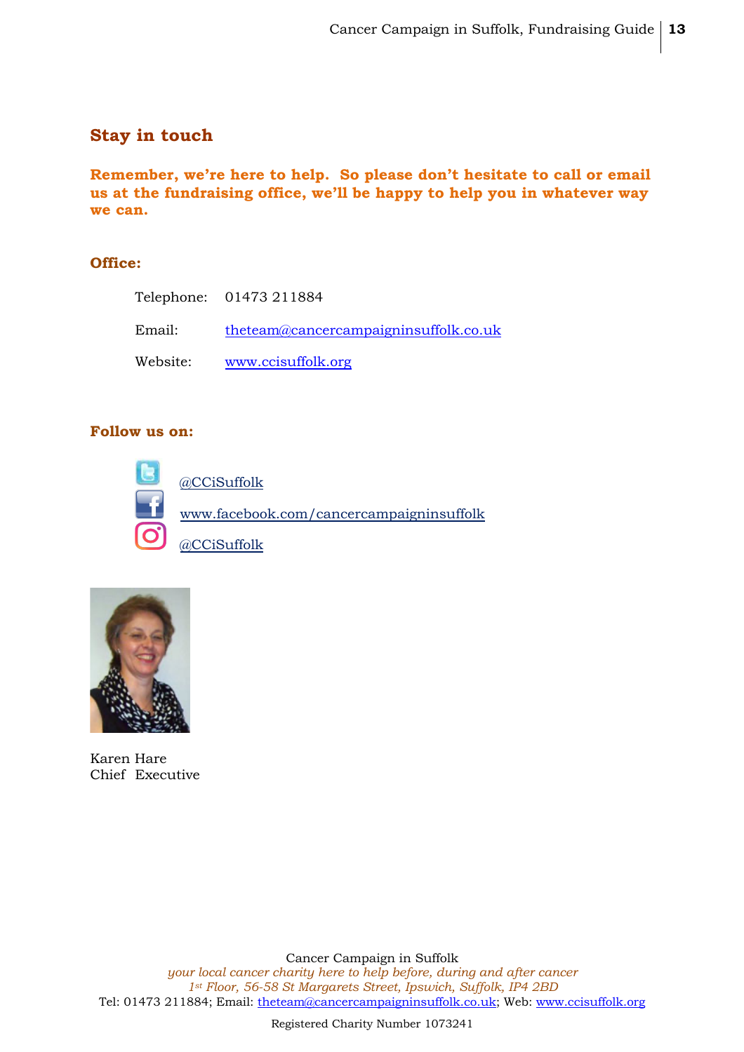## Stay in touch

**Remember, we're here to help. So please don't hesitate to call or email us at the fundraising office, we'll be happy to help you in whatever way we can.**

**Office:**

Telephone: 01473 211884

Email: theteam@cancercampaigninsuffolk.co.uk

Website: www.ccisuffolk.org

**Follow us on:**

@CCiSuffolk

www.facebook.com/cancercampaigninsuffolk

@CCiSuffolk

Karen Hare
Chief Executive

Cancer Campaign in Suffolk
*your local cancer charity here to help before, during and after cancer*
*1st Floor, 56-58 St Margarets Street, Ipswich, Suffolk, IP4 2BD*
Tel: 01473 211884; Email: theteam@cancercampaigninsuffolk.co.uk; Web: www.ccisuffolk.org

Registered Charity Number 1073241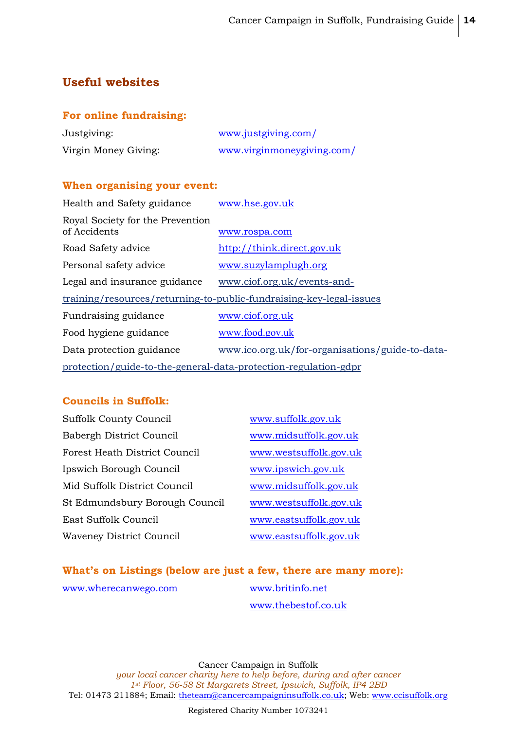## Useful websites

### For online fundraising:

| | |
|---|---|
| Justgiving: | www.justgiving.com/ |
| Virgin Money Giving: | www.virginmoneygiving.com/ |

### When organising your event:

| | |
|---|---|
| Health and Safety guidance | www.hse.gov.uk |
| Royal Society for the Prevention of Accidents | www.rospa.com |
| Road Safety advice | http://think.direct.gov.uk |
| Personal safety advice | www.suzylamplugh.org |
| Legal and insurance guidance | www.ciof.org.uk/events-and-training/resources/returning-to-public-fundraising-key-legal-issues |
| Fundraising guidance | www.ciof.org.uk |
| Food hygiene guidance | www.food.gov.uk |
| Data protection guidance | www.ico.org.uk/for-organisations/guide-to-data-protection/guide-to-the-general-data-protection-regulation-gdpr |

### Councils in Suffolk:

| | |
|---|---|
| Suffolk County Council | www.suffolk.gov.uk |
| Babergh District Council | www.midsuffolk.gov.uk |
| Forest Heath District Council | www.westsuffolk.gov.uk |
| Ipswich Borough Council | www.ipswich.gov.uk |
| Mid Suffolk District Council | www.midsuffolk.gov.uk |
| St Edmundsbury Borough Council | www.westsuffolk.gov.uk |
| East Suffolk Council | www.eastsuffolk.gov.uk |
| Waveney District Council | www.eastsuffolk.gov.uk |

### What's on Listings (below are just a few, there are many more):

www.wherecanwego.com

www.britinfo.net

www.thebestof.co.uk

Cancer Campaign in Suffolk
*your local cancer charity here to help before, during and after cancer*
*1st Floor, 56-58 St Margarets Street, Ipswich, Suffolk, IP4 2BD*
Tel: 01473 211884; Email: theteam@cancercampaigninsuffolk.co.uk; Web: www.ccisuffolk.org

Registered Charity Number 1073241